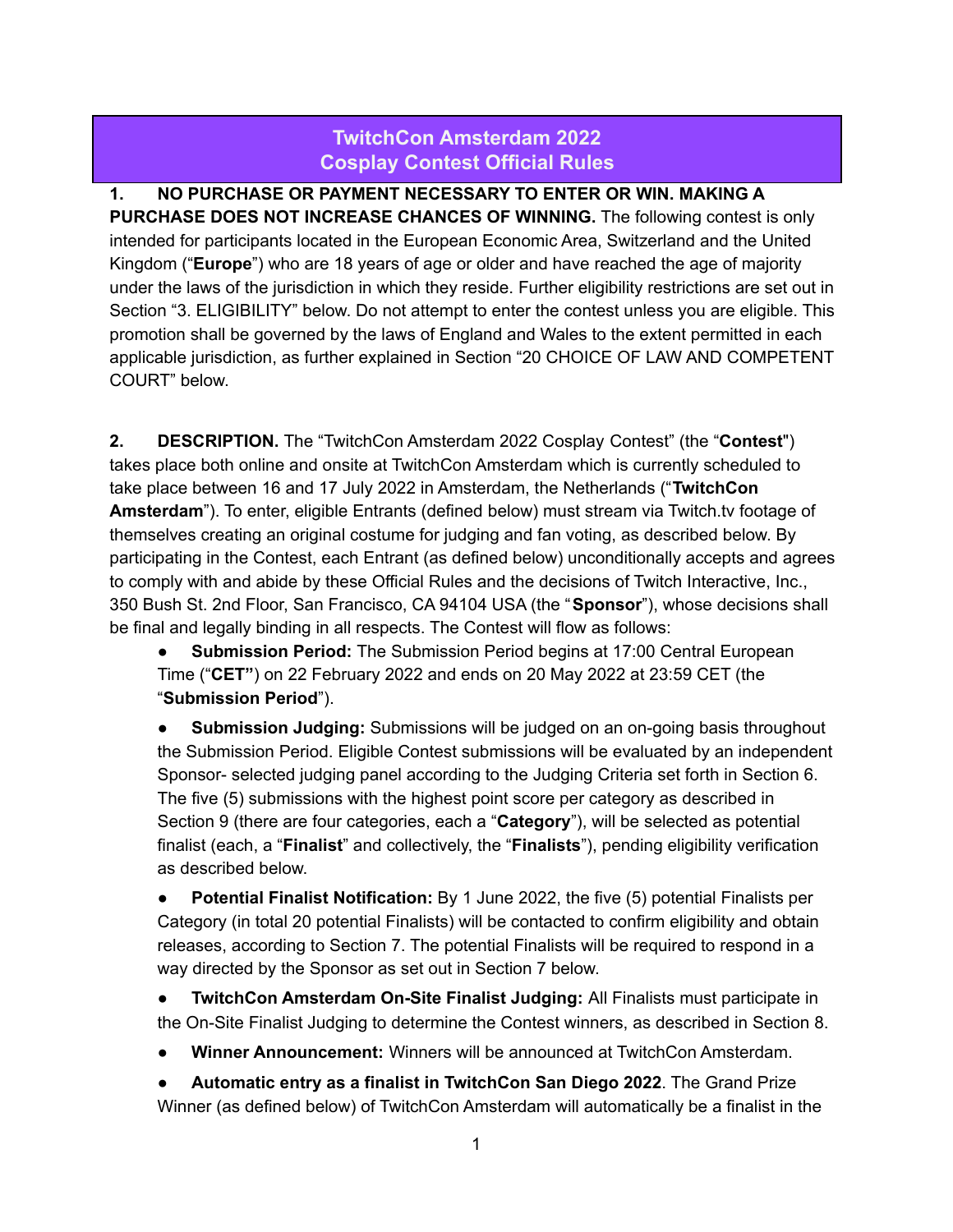# TwitchCon Amsterdam 2022
# Cosplay Contest Official Rules

**1. NO PURCHASE OR PAYMENT NECESSARY TO ENTER OR WIN. MAKING A PURCHASE DOES NOT INCREASE CHANCES OF WINNING.** The following contest is only intended for participants located in the European Economic Area, Switzerland and the United Kingdom ("**Europe**") who are 18 years of age or older and have reached the age of majority under the laws of the jurisdiction in which they reside. Further eligibility restrictions are set out in Section "3. ELIGIBILITY" below. Do not attempt to enter the contest unless you are eligible. This promotion shall be governed by the laws of England and Wales to the extent permitted in each applicable jurisdiction, as further explained in Section "20 CHOICE OF LAW AND COMPETENT COURT" below.

**2. DESCRIPTION.** The "TwitchCon Amsterdam 2022 Cosplay Contest" (the "**Contest**") takes place both online and onsite at TwitchCon Amsterdam which is currently scheduled to take place between 16 and 17 July 2022 in Amsterdam, the Netherlands ("**TwitchCon Amsterdam**"). To enter, eligible Entrants (defined below) must stream via Twitch.tv footage of themselves creating an original costume for judging and fan voting, as described below. By participating in the Contest, each Entrant (as defined below) unconditionally accepts and agrees to comply with and abide by these Official Rules and the decisions of Twitch Interactive, Inc., 350 Bush St. 2nd Floor, San Francisco, CA 94104 USA (the "**Sponsor**"), whose decisions shall be final and legally binding in all respects. The Contest will flow as follows:

- **Submission Period:** The Submission Period begins at 17:00 Central European Time ("**CET"**) on 22 February 2022 and ends on 20 May 2022 at 23:59 CET (the "**Submission Period**").
- **Submission Judging:** Submissions will be judged on an on-going basis throughout the Submission Period. Eligible Contest submissions will be evaluated by an independent Sponsor- selected judging panel according to the Judging Criteria set forth in Section 6. The five (5) submissions with the highest point score per category as described in Section 9 (there are four categories, each a "**Category**"), will be selected as potential finalist (each, a "**Finalist**" and collectively, the "**Finalists**"), pending eligibility verification as described below.
- **Potential Finalist Notification:** By 1 June 2022, the five (5) potential Finalists per Category (in total 20 potential Finalists) will be contacted to confirm eligibility and obtain releases, according to Section 7. The potential Finalists will be required to respond in a way directed by the Sponsor as set out in Section 7 below.
- **TwitchCon Amsterdam On-Site Finalist Judging:** All Finalists must participate in the On-Site Finalist Judging to determine the Contest winners, as described in Section 8.
- **Winner Announcement:** Winners will be announced at TwitchCon Amsterdam.
- **Automatic entry as a finalist in TwitchCon San Diego 2022**. The Grand Prize Winner (as defined below) of TwitchCon Amsterdam will automatically be a finalist in the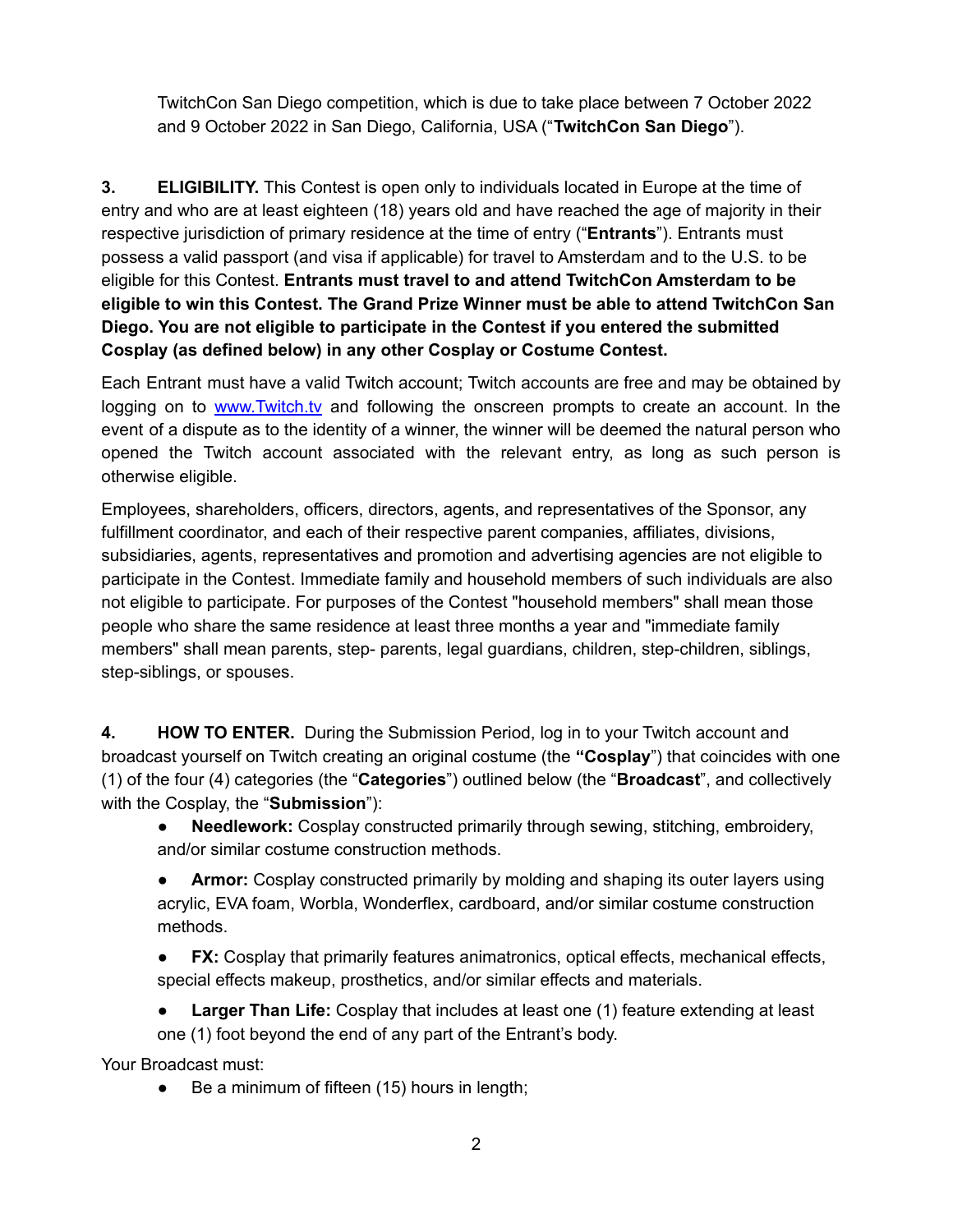TwitchCon San Diego competition, which is due to take place between 7 October 2022 and 9 October 2022 in San Diego, California, USA ("**TwitchCon San Diego**").

**3. ELIGIBILITY.** This Contest is open only to individuals located in Europe at the time of entry and who are at least eighteen (18) years old and have reached the age of majority in their respective jurisdiction of primary residence at the time of entry ("**Entrants**"). Entrants must possess a valid passport (and visa if applicable) for travel to Amsterdam and to the U.S. to be eligible for this Contest. **Entrants must travel to and attend TwitchCon Amsterdam to be eligible to win this Contest. The Grand Prize Winner must be able to attend TwitchCon San Diego. You are not eligible to participate in the Contest if you entered the submitted Cosplay (as defined below) in any other Cosplay or Costume Contest.**

Each Entrant must have a valid Twitch account; Twitch accounts are free and may be obtained by logging on to [www.Twitch.tv](http://www.Twitch.tv) and following the onscreen prompts to create an account. In the event of a dispute as to the identity of a winner, the winner will be deemed the natural person who opened the Twitch account associated with the relevant entry, as long as such person is otherwise eligible.

Employees, shareholders, officers, directors, agents, and representatives of the Sponsor, any fulfillment coordinator, and each of their respective parent companies, affiliates, divisions, subsidiaries, agents, representatives and promotion and advertising agencies are not eligible to participate in the Contest. Immediate family and household members of such individuals are also not eligible to participate. For purposes of the Contest "household members" shall mean those people who share the same residence at least three months a year and "immediate family members" shall mean parents, step- parents, legal guardians, children, step-children, siblings, step-siblings, or spouses.

**4. HOW TO ENTER.** During the Submission Period, log in to your Twitch account and broadcast yourself on Twitch creating an original costume (the **"Cosplay"**) that coincides with one (1) of the four (4) categories (the "**Categories**") outlined below (the "**Broadcast**", and collectively with the Cosplay, the "**Submission**"):

- **Needlework:** Cosplay constructed primarily through sewing, stitching, embroidery, and/or similar costume construction methods.
- **Armor:** Cosplay constructed primarily by molding and shaping its outer layers using acrylic, EVA foam, Worbla, Wonderflex, cardboard, and/or similar costume construction methods.
- **FX:** Cosplay that primarily features animatronics, optical effects, mechanical effects, special effects makeup, prosthetics, and/or similar effects and materials.
- **Larger Than Life:** Cosplay that includes at least one (1) feature extending at least one (1) foot beyond the end of any part of the Entrant's body.

Your Broadcast must:

- Be a minimum of fifteen (15) hours in length;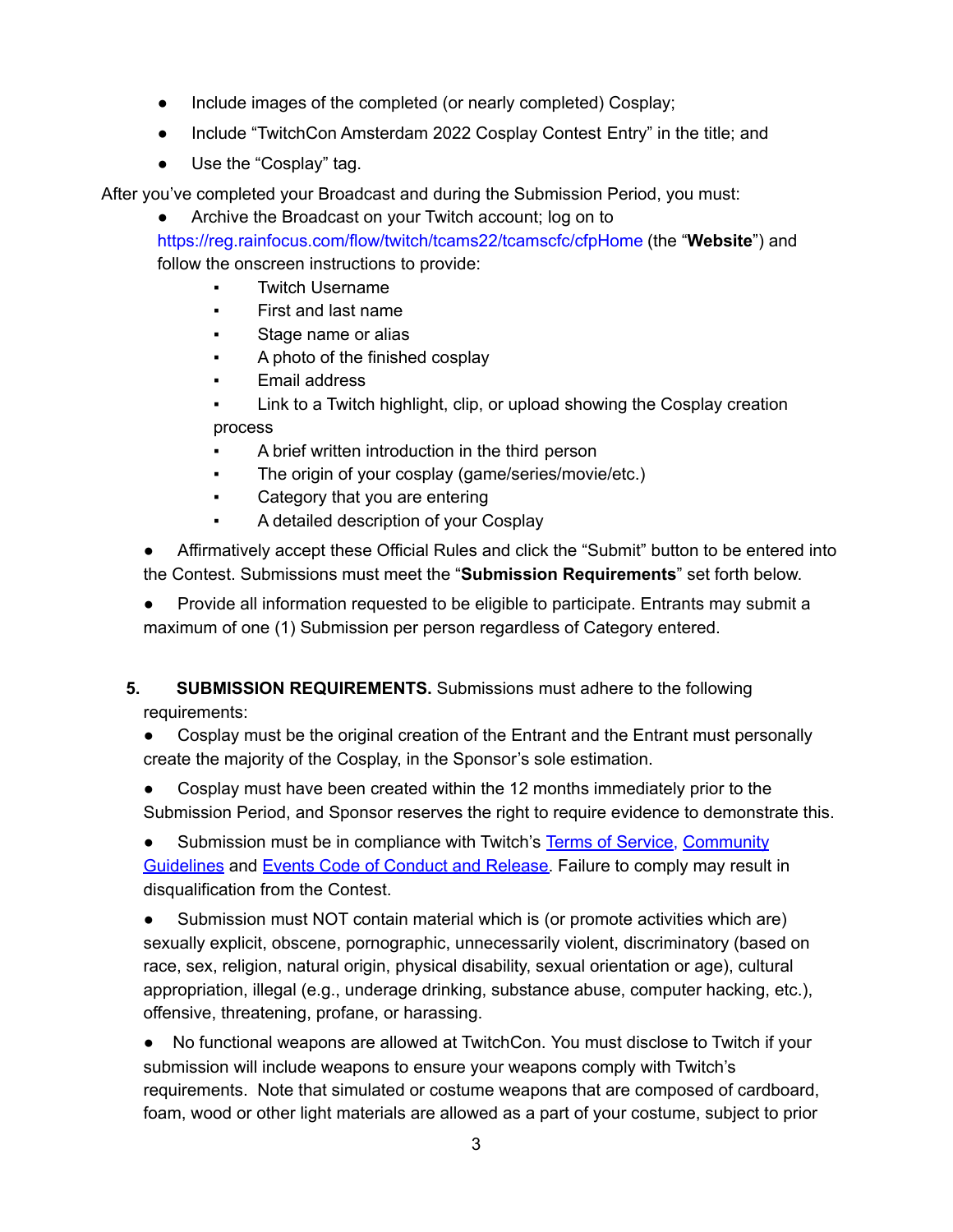- Include images of the completed (or nearly completed) Cosplay;
- Include "TwitchCon Amsterdam 2022 Cosplay Contest Entry" in the title; and
- Use the "Cosplay" tag.

After you've completed your Broadcast and during the Submission Period, you must:

- Archive the Broadcast on your Twitch account; log on to https://reg.rainfocus.com/flow/twitch/tcams22/tcamscfc/cfpHome (the "**Website**") and follow the onscreen instructions to provide:
  - Twitch Username
  - First and last name
  - Stage name or alias
  - A photo of the finished cosplay
  - Email address
  - Link to a Twitch highlight, clip, or upload showing the Cosplay creation process
  - A brief written introduction in the third person
  - The origin of your cosplay (game/series/movie/etc.)
  - Category that you are entering
  - A detailed description of your Cosplay
- Affirmatively accept these Official Rules and click the "Submit" button to be entered into the Contest. Submissions must meet the "**Submission Requirements**" set forth below.
- Provide all information requested to be eligible to participate. Entrants may submit a maximum of one (1) Submission per person regardless of Category entered.

5. **SUBMISSION REQUIREMENTS.** Submissions must adhere to the following requirements:
   - Cosplay must be the original creation of the Entrant and the Entrant must personally create the majority of the Cosplay, in the Sponsor's sole estimation.
   - Cosplay must have been created within the 12 months immediately prior to the Submission Period, and Sponsor reserves the right to require evidence to demonstrate this.
   - Submission must be in compliance with Twitch's Terms of Service, Community Guidelines and Events Code of Conduct and Release. Failure to comply may result in disqualification from the Contest.
   - Submission must NOT contain material which is (or promote activities which are) sexually explicit, obscene, pornographic, unnecessarily violent, discriminatory (based on race, sex, religion, natural origin, physical disability, sexual orientation or age), cultural appropriation, illegal (e.g., underage drinking, substance abuse, computer hacking, etc.), offensive, threatening, profane, or harassing.
   - No functional weapons are allowed at TwitchCon. You must disclose to Twitch if your submission will include weapons to ensure your weapons comply with Twitch's requirements. Note that simulated or costume weapons that are composed of cardboard, foam, wood or other light materials are allowed as a part of your costume, subject to prior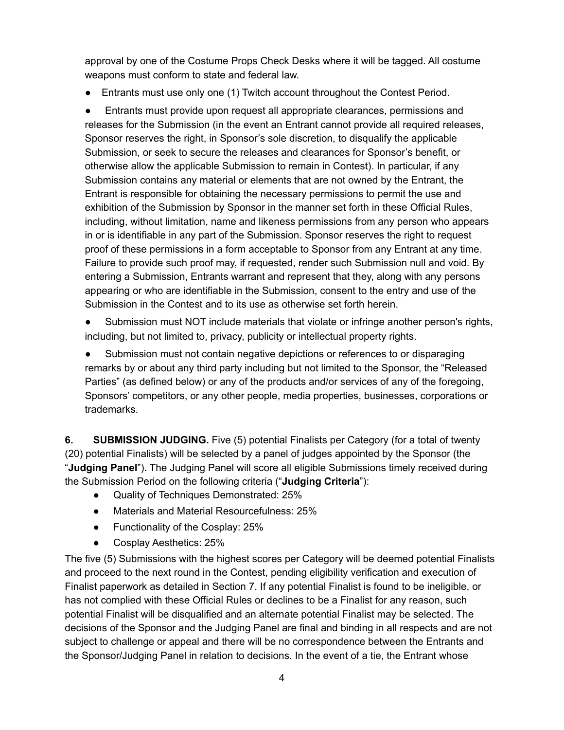approval by one of the Costume Props Check Desks where it will be tagged. All costume weapons must conform to state and federal law.

- Entrants must use only one (1) Twitch account throughout the Contest Period.
- Entrants must provide upon request all appropriate clearances, permissions and releases for the Submission (in the event an Entrant cannot provide all required releases, Sponsor reserves the right, in Sponsor's sole discretion, to disqualify the applicable Submission, or seek to secure the releases and clearances for Sponsor's benefit, or otherwise allow the applicable Submission to remain in Contest). In particular, if any Submission contains any material or elements that are not owned by the Entrant, the Entrant is responsible for obtaining the necessary permissions to permit the use and exhibition of the Submission by Sponsor in the manner set forth in these Official Rules, including, without limitation, name and likeness permissions from any person who appears in or is identifiable in any part of the Submission. Sponsor reserves the right to request proof of these permissions in a form acceptable to Sponsor from any Entrant at any time. Failure to provide such proof may, if requested, render such Submission null and void. By entering a Submission, Entrants warrant and represent that they, along with any persons appearing or who are identifiable in the Submission, consent to the entry and use of the Submission in the Contest and to its use as otherwise set forth herein.
- Submission must NOT include materials that violate or infringe another person's rights, including, but not limited to, privacy, publicity or intellectual property rights.
- Submission must not contain negative depictions or references to or disparaging remarks by or about any third party including but not limited to the Sponsor, the "Released Parties" (as defined below) or any of the products and/or services of any of the foregoing, Sponsors' competitors, or any other people, media properties, businesses, corporations or trademarks.

**6. SUBMISSION JUDGING.** Five (5) potential Finalists per Category (for a total of twenty (20) potential Finalists) will be selected by a panel of judges appointed by the Sponsor (the "**Judging Panel**"). The Judging Panel will score all eligible Submissions timely received during the Submission Period on the following criteria ("**Judging Criteria**"):

- Quality of Techniques Demonstrated: 25%
- Materials and Material Resourcefulness: 25%
- Functionality of the Cosplay: 25%
- Cosplay Aesthetics: 25%

The five (5) Submissions with the highest scores per Category will be deemed potential Finalists and proceed to the next round in the Contest, pending eligibility verification and execution of Finalist paperwork as detailed in Section 7. If any potential Finalist is found to be ineligible, or has not complied with these Official Rules or declines to be a Finalist for any reason, such potential Finalist will be disqualified and an alternate potential Finalist may be selected. The decisions of the Sponsor and the Judging Panel are final and binding in all respects and are not subject to challenge or appeal and there will be no correspondence between the Entrants and the Sponsor/Judging Panel in relation to decisions. In the event of a tie, the Entrant whose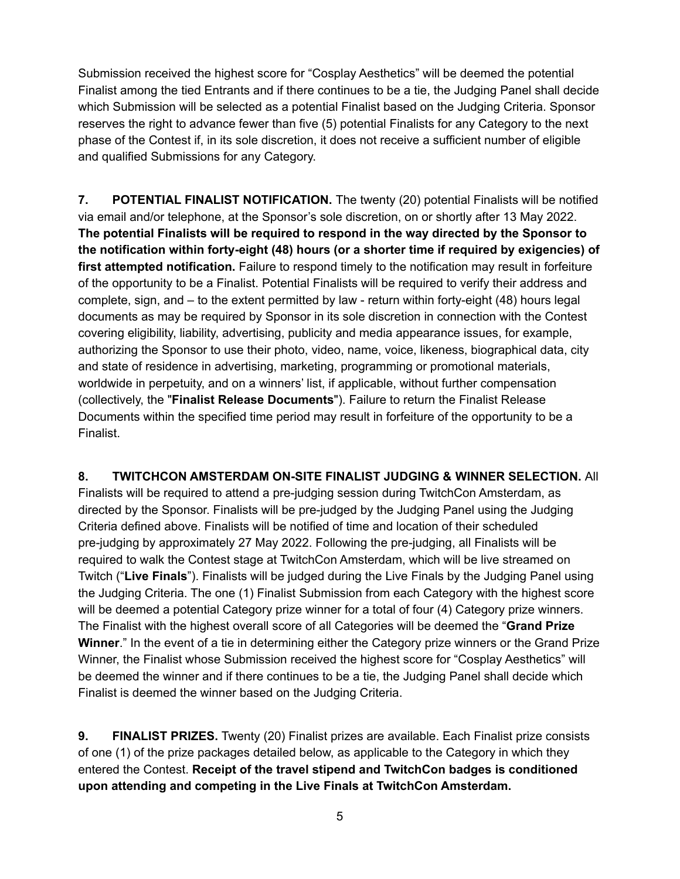Submission received the highest score for “Cosplay Aesthetics” will be deemed the potential Finalist among the tied Entrants and if there continues to be a tie, the Judging Panel shall decide which Submission will be selected as a potential Finalist based on the Judging Criteria. Sponsor reserves the right to advance fewer than five (5) potential Finalists for any Category to the next phase of the Contest if, in its sole discretion, it does not receive a sufficient number of eligible and qualified Submissions for any Category.

**7. POTENTIAL FINALIST NOTIFICATION.** The twenty (20) potential Finalists will be notified via email and/or telephone, at the Sponsor’s sole discretion, on or shortly after 13 May 2022. **The potential Finalists will be required to respond in the way directed by the Sponsor to the notification within forty-eight (48) hours (or a shorter time if required by exigencies) of first attempted notification.** Failure to respond timely to the notification may result in forfeiture of the opportunity to be a Finalist. Potential Finalists will be required to verify their address and complete, sign, and – to the extent permitted by law - return within forty-eight (48) hours legal documents as may be required by Sponsor in its sole discretion in connection with the Contest covering eligibility, liability, advertising, publicity and media appearance issues, for example, authorizing the Sponsor to use their photo, video, name, voice, likeness, biographical data, city and state of residence in advertising, marketing, programming or promotional materials, worldwide in perpetuity, and on a winners’ list, if applicable, without further compensation (collectively, the "**Finalist Release Documents**"). Failure to return the Finalist Release Documents within the specified time period may result in forfeiture of the opportunity to be a Finalist.

**8. TWITCHCON AMSTERDAM ON-SITE FINALIST JUDGING & WINNER SELECTION.** All Finalists will be required to attend a pre-judging session during TwitchCon Amsterdam, as directed by the Sponsor. Finalists will be pre-judged by the Judging Panel using the Judging Criteria defined above. Finalists will be notified of time and location of their scheduled pre-judging by approximately 27 May 2022. Following the pre-judging, all Finalists will be required to walk the Contest stage at TwitchCon Amsterdam, which will be live streamed on Twitch (“**Live Finals**”). Finalists will be judged during the Live Finals by the Judging Panel using the Judging Criteria. The one (1) Finalist Submission from each Category with the highest score will be deemed a potential Category prize winner for a total of four (4) Category prize winners. The Finalist with the highest overall score of all Categories will be deemed the “**Grand Prize Winner**.” In the event of a tie in determining either the Category prize winners or the Grand Prize Winner, the Finalist whose Submission received the highest score for “Cosplay Aesthetics” will be deemed the winner and if there continues to be a tie, the Judging Panel shall decide which Finalist is deemed the winner based on the Judging Criteria.

**9. FINALIST PRIZES.** Twenty (20) Finalist prizes are available. Each Finalist prize consists of one (1) of the prize packages detailed below, as applicable to the Category in which they entered the Contest. **Receipt of the travel stipend and TwitchCon badges is conditioned upon attending and competing in the Live Finals at TwitchCon Amsterdam.**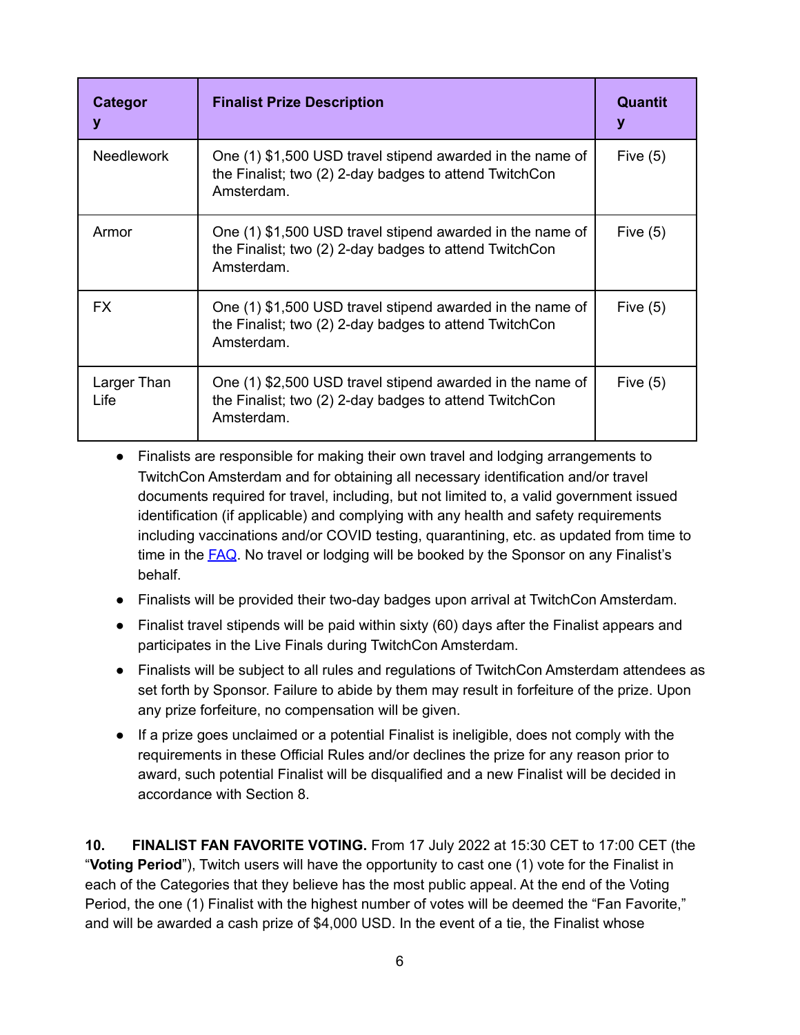| Category | Finalist Prize Description | Quantity |
| --- | --- | --- |
| Needlework | One (1) $1,500 USD travel stipend awarded in the name of the Finalist; two (2) 2-day badges to attend TwitchCon Amsterdam. | Five (5) |
| Armor | One (1) $1,500 USD travel stipend awarded in the name of the Finalist; two (2) 2-day badges to attend TwitchCon Amsterdam. | Five (5) |
| FX | One (1) $1,500 USD travel stipend awarded in the name of the Finalist; two (2) 2-day badges to attend TwitchCon Amsterdam. | Five (5) |
| Larger Than Life | One (1) $2,500 USD travel stipend awarded in the name of the Finalist; two (2) 2-day badges to attend TwitchCon Amsterdam. | Five (5) |

- Finalists are responsible for making their own travel and lodging arrangements to TwitchCon Amsterdam and for obtaining all necessary identification and/or travel documents required for travel, including, but not limited to, a valid government issued identification (if applicable) and complying with any health and safety requirements including vaccinations and/or COVID testing, quarantining, etc. as updated from time to time in the FAQ. No travel or lodging will be booked by the Sponsor on any Finalist's behalf.
- Finalists will be provided their two-day badges upon arrival at TwitchCon Amsterdam.
- Finalist travel stipends will be paid within sixty (60) days after the Finalist appears and participates in the Live Finals during TwitchCon Amsterdam.
- Finalists will be subject to all rules and regulations of TwitchCon Amsterdam attendees as set forth by Sponsor. Failure to abide by them may result in forfeiture of the prize. Upon any prize forfeiture, no compensation will be given.
- If a prize goes unclaimed or a potential Finalist is ineligible, does not comply with the requirements in these Official Rules and/or declines the prize for any reason prior to award, such potential Finalist will be disqualified and a new Finalist will be decided in accordance with Section 8.

**10. FINALIST FAN FAVORITE VOTING.** From 17 July 2022 at 15:30 CET to 17:00 CET (the "**Voting Period**"), Twitch users will have the opportunity to cast one (1) vote for the Finalist in each of the Categories that they believe has the most public appeal. At the end of the Voting Period, the one (1) Finalist with the highest number of votes will be deemed the "Fan Favorite," and will be awarded a cash prize of $4,000 USD. In the event of a tie, the Finalist whose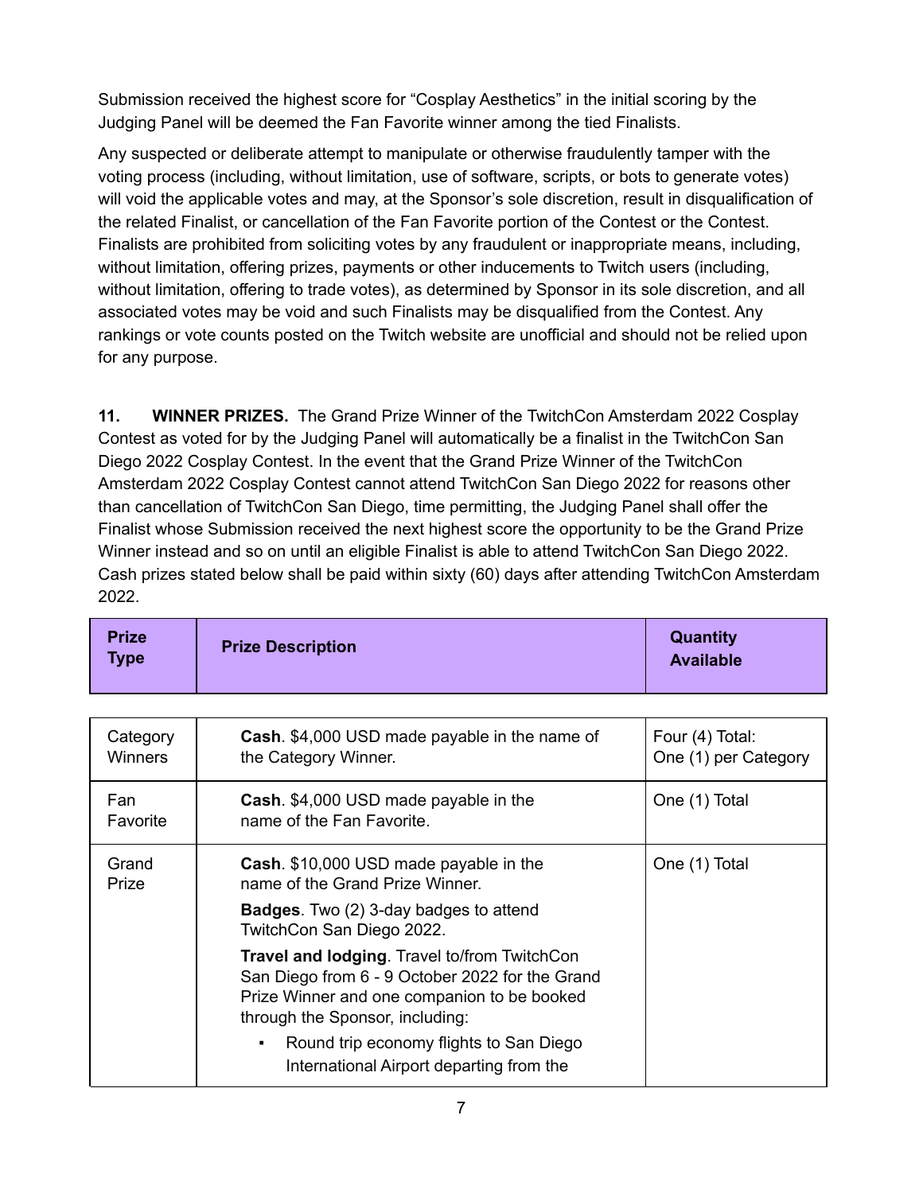Submission received the highest score for "Cosplay Aesthetics" in the initial scoring by the Judging Panel will be deemed the Fan Favorite winner among the tied Finalists.

Any suspected or deliberate attempt to manipulate or otherwise fraudulently tamper with the voting process (including, without limitation, use of software, scripts, or bots to generate votes) will void the applicable votes and may, at the Sponsor's sole discretion, result in disqualification of the related Finalist, or cancellation of the Fan Favorite portion of the Contest or the Contest. Finalists are prohibited from soliciting votes by any fraudulent or inappropriate means, including, without limitation, offering prizes, payments or other inducements to Twitch users (including, without limitation, offering to trade votes), as determined by Sponsor in its sole discretion, and all associated votes may be void and such Finalists may be disqualified from the Contest. Any rankings or vote counts posted on the Twitch website are unofficial and should not be relied upon for any purpose.

**11. WINNER PRIZES.** The Grand Prize Winner of the TwitchCon Amsterdam 2022 Cosplay Contest as voted for by the Judging Panel will automatically be a finalist in the TwitchCon San Diego 2022 Cosplay Contest. In the event that the Grand Prize Winner of the TwitchCon Amsterdam 2022 Cosplay Contest cannot attend TwitchCon San Diego 2022 for reasons other than cancellation of TwitchCon San Diego, time permitting, the Judging Panel shall offer the Finalist whose Submission received the next highest score the opportunity to be the Grand Prize Winner instead and so on until an eligible Finalist is able to attend TwitchCon San Diego 2022. Cash prizes stated below shall be paid within sixty (60) days after attending TwitchCon Amsterdam 2022.

| Prize Type | Prize Description | Quantity Available |
|---|---|---|
| Category Winners | **Cash**. $4,000 USD made payable in the name of the Category Winner. | Four (4) Total: One (1) per Category |
| Fan Favorite | **Cash**. $4,000 USD made payable in the name of the Fan Favorite. | One (1) Total |
| Grand Prize | **Cash**. $10,000 USD made payable in the name of the Grand Prize Winner.<br>**Badges**. Two (2) 3-day badges to attend TwitchCon San Diego 2022.<br>**Travel and lodging**. Travel to/from TwitchCon San Diego from 6 - 9 October 2022 for the Grand Prize Winner and one companion to be booked through the Sponsor, including:<br>▪ Round trip economy flights to San Diego International Airport departing from the | One (1) Total |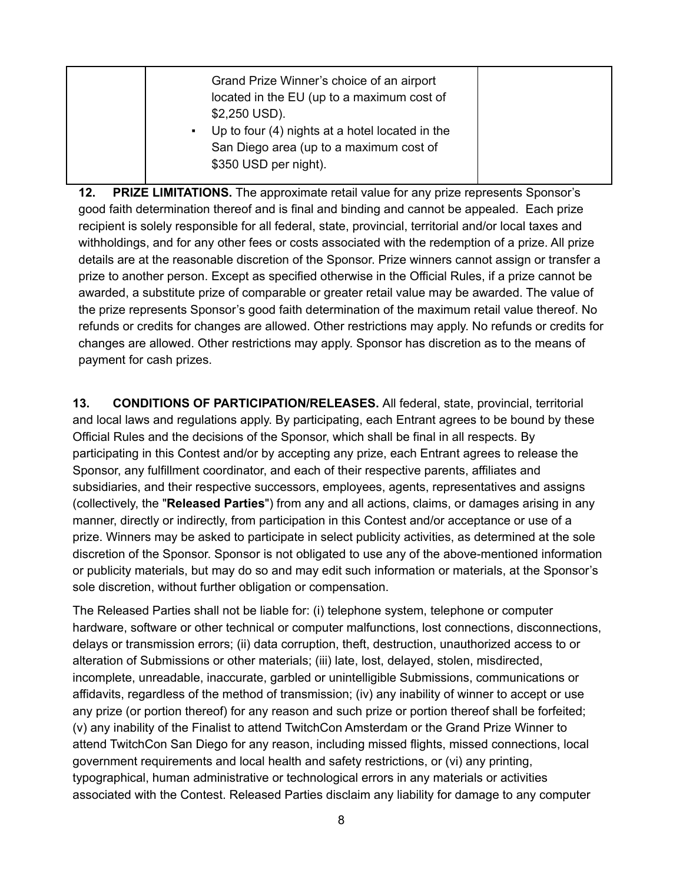| | Grand Prize Winner's choice of an airport located in the EU (up to a maximum cost of $2,250 USD).<br>▪ Up to four (4) nights at a hotel located in the San Diego area (up to a maximum cost of $350 USD per night). | |
|---|---|---|

**12. PRIZE LIMITATIONS.** The approximate retail value for any prize represents Sponsor's good faith determination thereof and is final and binding and cannot be appealed. Each prize recipient is solely responsible for all federal, state, provincial, territorial and/or local taxes and withholdings, and for any other fees or costs associated with the redemption of a prize. All prize details are at the reasonable discretion of the Sponsor. Prize winners cannot assign or transfer a prize to another person. Except as specified otherwise in the Official Rules, if a prize cannot be awarded, a substitute prize of comparable or greater retail value may be awarded. The value of the prize represents Sponsor's good faith determination of the maximum retail value thereof. No refunds or credits for changes are allowed. Other restrictions may apply. No refunds or credits for changes are allowed. Other restrictions may apply. Sponsor has discretion as to the means of payment for cash prizes.

**13. CONDITIONS OF PARTICIPATION/RELEASES.** All federal, state, provincial, territorial and local laws and regulations apply. By participating, each Entrant agrees to be bound by these Official Rules and the decisions of the Sponsor, which shall be final in all respects. By participating in this Contest and/or by accepting any prize, each Entrant agrees to release the Sponsor, any fulfillment coordinator, and each of their respective parents, affiliates and subsidiaries, and their respective successors, employees, agents, representatives and assigns (collectively, the "**Released Parties**") from any and all actions, claims, or damages arising in any manner, directly or indirectly, from participation in this Contest and/or acceptance or use of a prize. Winners may be asked to participate in select publicity activities, as determined at the sole discretion of the Sponsor. Sponsor is not obligated to use any of the above-mentioned information or publicity materials, but may do so and may edit such information or materials, at the Sponsor's sole discretion, without further obligation or compensation.

The Released Parties shall not be liable for: (i) telephone system, telephone or computer hardware, software or other technical or computer malfunctions, lost connections, disconnections, delays or transmission errors; (ii) data corruption, theft, destruction, unauthorized access to or alteration of Submissions or other materials; (iii) late, lost, delayed, stolen, misdirected, incomplete, unreadable, inaccurate, garbled or unintelligible Submissions, communications or affidavits, regardless of the method of transmission; (iv) any inability of winner to accept or use any prize (or portion thereof) for any reason and such prize or portion thereof shall be forfeited; (v) any inability of the Finalist to attend TwitchCon Amsterdam or the Grand Prize Winner to attend TwitchCon San Diego for any reason, including missed flights, missed connections, local government requirements and local health and safety restrictions, or (vi) any printing, typographical, human administrative or technological errors in any materials or activities associated with the Contest. Released Parties disclaim any liability for damage to any computer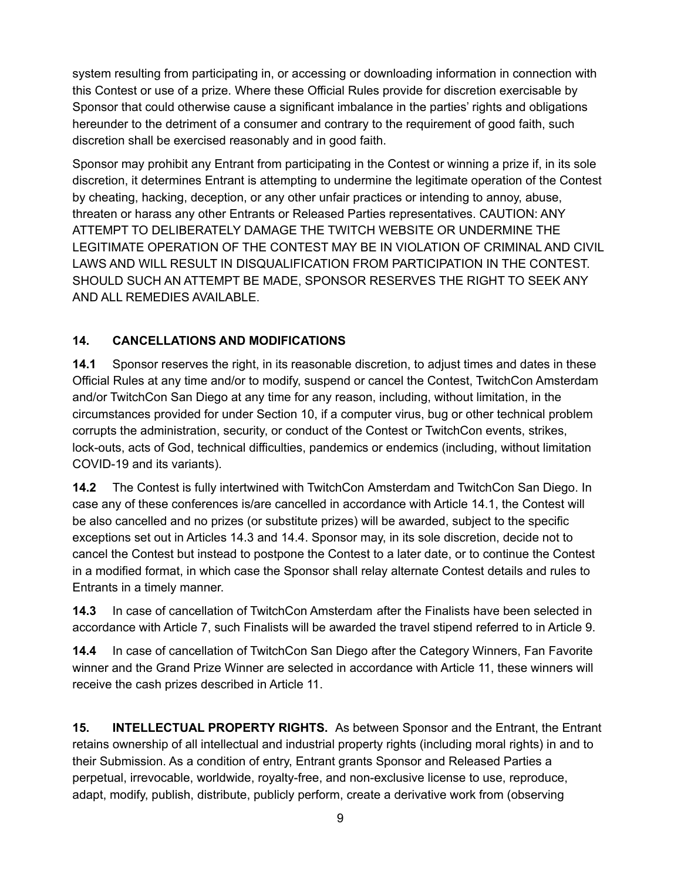system resulting from participating in, or accessing or downloading information in connection with this Contest or use of a prize. Where these Official Rules provide for discretion exercisable by Sponsor that could otherwise cause a significant imbalance in the parties' rights and obligations hereunder to the detriment of a consumer and contrary to the requirement of good faith, such discretion shall be exercised reasonably and in good faith.

Sponsor may prohibit any Entrant from participating in the Contest or winning a prize if, in its sole discretion, it determines Entrant is attempting to undermine the legitimate operation of the Contest by cheating, hacking, deception, or any other unfair practices or intending to annoy, abuse, threaten or harass any other Entrants or Released Parties representatives. CAUTION: ANY ATTEMPT TO DELIBERATELY DAMAGE THE TWITCH WEBSITE OR UNDERMINE THE LEGITIMATE OPERATION OF THE CONTEST MAY BE IN VIOLATION OF CRIMINAL AND CIVIL LAWS AND WILL RESULT IN DISQUALIFICATION FROM PARTICIPATION IN THE CONTEST. SHOULD SUCH AN ATTEMPT BE MADE, SPONSOR RESERVES THE RIGHT TO SEEK ANY AND ALL REMEDIES AVAILABLE.

## 14. CANCELLATIONS AND MODIFICATIONS

**14.1** Sponsor reserves the right, in its reasonable discretion, to adjust times and dates in these Official Rules at any time and/or to modify, suspend or cancel the Contest, TwitchCon Amsterdam and/or TwitchCon San Diego at any time for any reason, including, without limitation, in the circumstances provided for under Section 10, if a computer virus, bug or other technical problem corrupts the administration, security, or conduct of the Contest or TwitchCon events, strikes, lock-outs, acts of God, technical difficulties, pandemics or endemics (including, without limitation COVID-19 and its variants).

**14.2** The Contest is fully intertwined with TwitchCon Amsterdam and TwitchCon San Diego. In case any of these conferences is/are cancelled in accordance with Article 14.1, the Contest will be also cancelled and no prizes (or substitute prizes) will be awarded, subject to the specific exceptions set out in Articles 14.3 and 14.4. Sponsor may, in its sole discretion, decide not to cancel the Contest but instead to postpone the Contest to a later date, or to continue the Contest in a modified format, in which case the Sponsor shall relay alternate Contest details and rules to Entrants in a timely manner.

**14.3** In case of cancellation of TwitchCon Amsterdam after the Finalists have been selected in accordance with Article 7, such Finalists will be awarded the travel stipend referred to in Article 9.

**14.4** In case of cancellation of TwitchCon San Diego after the Category Winners, Fan Favorite winner and the Grand Prize Winner are selected in accordance with Article 11, these winners will receive the cash prizes described in Article 11.

**15. INTELLECTUAL PROPERTY RIGHTS.** As between Sponsor and the Entrant, the Entrant retains ownership of all intellectual and industrial property rights (including moral rights) in and to their Submission. As a condition of entry, Entrant grants Sponsor and Released Parties a perpetual, irrevocable, worldwide, royalty-free, and non-exclusive license to use, reproduce, adapt, modify, publish, distribute, publicly perform, create a derivative work from (observing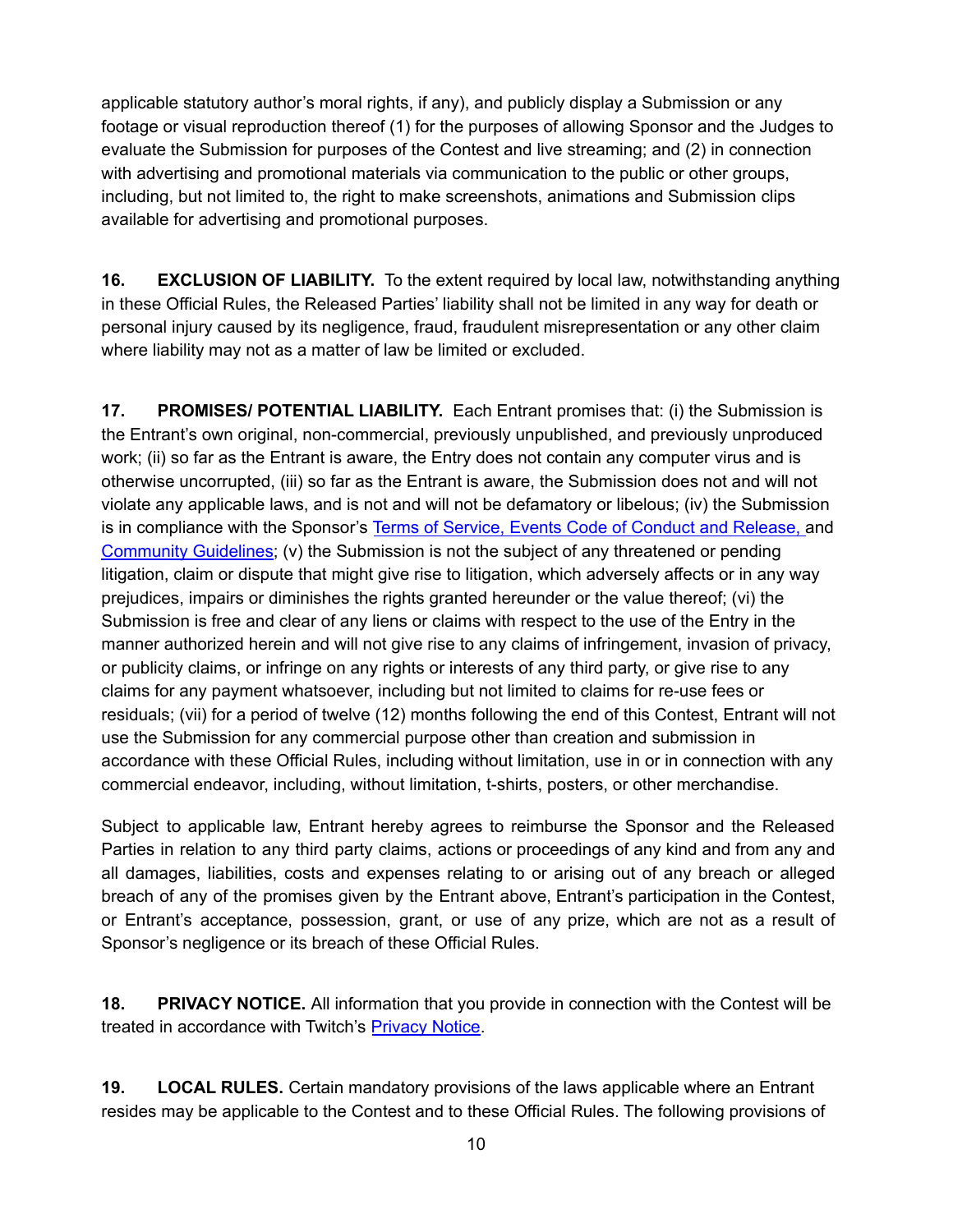applicable statutory author's moral rights, if any), and publicly display a Submission or any footage or visual reproduction thereof (1) for the purposes of allowing Sponsor and the Judges to evaluate the Submission for purposes of the Contest and live streaming; and (2) in connection with advertising and promotional materials via communication to the public or other groups, including, but not limited to, the right to make screenshots, animations and Submission clips available for advertising and promotional purposes.

**16. EXCLUSION OF LIABILITY.** To the extent required by local law, notwithstanding anything in these Official Rules, the Released Parties' liability shall not be limited in any way for death or personal injury caused by its negligence, fraud, fraudulent misrepresentation or any other claim where liability may not as a matter of law be limited or excluded.

**17. PROMISES/ POTENTIAL LIABILITY.** Each Entrant promises that: (i) the Submission is the Entrant's own original, non-commercial, previously unpublished, and previously unproduced work; (ii) so far as the Entrant is aware, the Entry does not contain any computer virus and is otherwise uncorrupted, (iii) so far as the Entrant is aware, the Submission does not and will not violate any applicable laws, and is not and will not be defamatory or libelous; (iv) the Submission is in compliance with the Sponsor's Terms of Service, Events Code of Conduct and Release, and Community Guidelines; (v) the Submission is not the subject of any threatened or pending litigation, claim or dispute that might give rise to litigation, which adversely affects or in any way prejudices, impairs or diminishes the rights granted hereunder or the value thereof; (vi) the Submission is free and clear of any liens or claims with respect to the use of the Entry in the manner authorized herein and will not give rise to any claims of infringement, invasion of privacy, or publicity claims, or infringe on any rights or interests of any third party, or give rise to any claims for any payment whatsoever, including but not limited to claims for re-use fees or residuals; (vii) for a period of twelve (12) months following the end of this Contest, Entrant will not use the Submission for any commercial purpose other than creation and submission in accordance with these Official Rules, including without limitation, use in or in connection with any commercial endeavor, including, without limitation, t-shirts, posters, or other merchandise.

Subject to applicable law, Entrant hereby agrees to reimburse the Sponsor and the Released Parties in relation to any third party claims, actions or proceedings of any kind and from any and all damages, liabilities, costs and expenses relating to or arising out of any breach or alleged breach of any of the promises given by the Entrant above, Entrant's participation in the Contest, or Entrant's acceptance, possession, grant, or use of any prize, which are not as a result of Sponsor's negligence or its breach of these Official Rules.

**18. PRIVACY NOTICE.** All information that you provide in connection with the Contest will be treated in accordance with Twitch's Privacy Notice.

**19. LOCAL RULES.** Certain mandatory provisions of the laws applicable where an Entrant resides may be applicable to the Contest and to these Official Rules. The following provisions of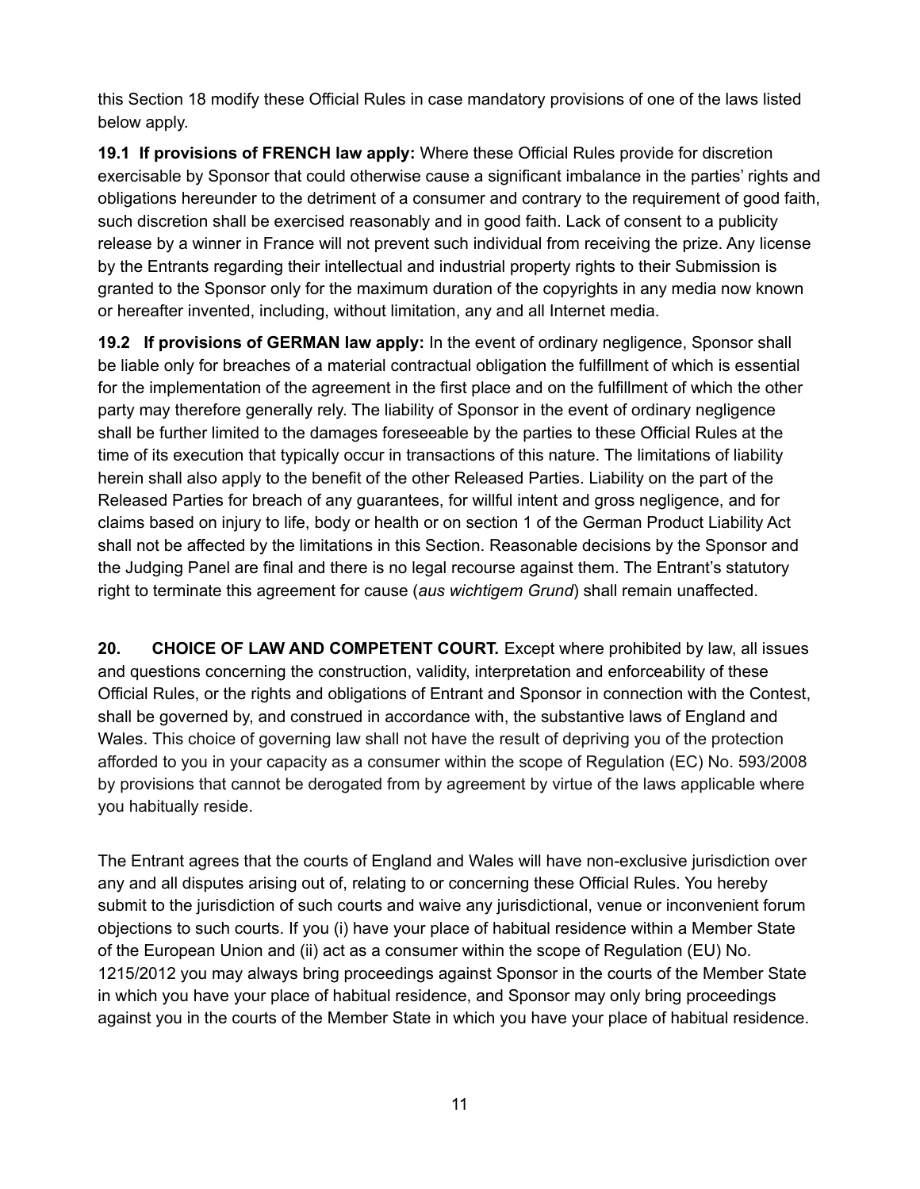this Section 18 modify these Official Rules in case mandatory provisions of one of the laws listed below apply.

**19.1 If provisions of FRENCH law apply:** Where these Official Rules provide for discretion exercisable by Sponsor that could otherwise cause a significant imbalance in the parties' rights and obligations hereunder to the detriment of a consumer and contrary to the requirement of good faith, such discretion shall be exercised reasonably and in good faith. Lack of consent to a publicity release by a winner in France will not prevent such individual from receiving the prize. Any license by the Entrants regarding their intellectual and industrial property rights to their Submission is granted to the Sponsor only for the maximum duration of the copyrights in any media now known or hereafter invented, including, without limitation, any and all Internet media.

**19.2 If provisions of GERMAN law apply:** In the event of ordinary negligence, Sponsor shall be liable only for breaches of a material contractual obligation the fulfillment of which is essential for the implementation of the agreement in the first place and on the fulfillment of which the other party may therefore generally rely. The liability of Sponsor in the event of ordinary negligence shall be further limited to the damages foreseeable by the parties to these Official Rules at the time of its execution that typically occur in transactions of this nature. The limitations of liability herein shall also apply to the benefit of the other Released Parties. Liability on the part of the Released Parties for breach of any guarantees, for willful intent and gross negligence, and for claims based on injury to life, body or health or on section 1 of the German Product Liability Act shall not be affected by the limitations in this Section. Reasonable decisions by the Sponsor and the Judging Panel are final and there is no legal recourse against them. The Entrant's statutory right to terminate this agreement for cause (*aus wichtigem Grund*) shall remain unaffected.

**20. CHOICE OF LAW AND COMPETENT COURT.** Except where prohibited by law, all issues and questions concerning the construction, validity, interpretation and enforceability of these Official Rules, or the rights and obligations of Entrant and Sponsor in connection with the Contest, shall be governed by, and construed in accordance with, the substantive laws of England and Wales. This choice of governing law shall not have the result of depriving you of the protection afforded to you in your capacity as a consumer within the scope of Regulation (EC) No. 593/2008 by provisions that cannot be derogated from by agreement by virtue of the laws applicable where you habitually reside.

The Entrant agrees that the courts of England and Wales will have non-exclusive jurisdiction over any and all disputes arising out of, relating to or concerning these Official Rules. You hereby submit to the jurisdiction of such courts and waive any jurisdictional, venue or inconvenient forum objections to such courts. If you (i) have your place of habitual residence within a Member State of the European Union and (ii) act as a consumer within the scope of Regulation (EU) No. 1215/2012 you may always bring proceedings against Sponsor in the courts of the Member State in which you have your place of habitual residence, and Sponsor may only bring proceedings against you in the courts of the Member State in which you have your place of habitual residence.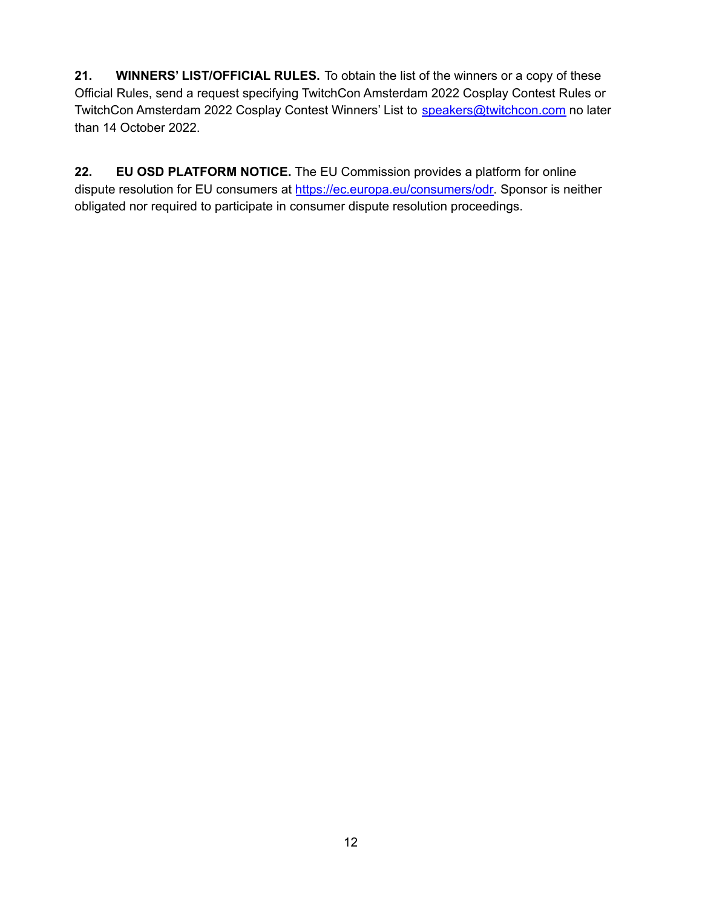**21. WINNERS' LIST/OFFICIAL RULES.** To obtain the list of the winners or a copy of these Official Rules, send a request specifying TwitchCon Amsterdam 2022 Cosplay Contest Rules or TwitchCon Amsterdam 2022 Cosplay Contest Winners' List to speakers@twitchcon.com no later than 14 October 2022.

**22. EU OSD PLATFORM NOTICE.** The EU Commission provides a platform for online dispute resolution for EU consumers at https://ec.europa.eu/consumers/odr. Sponsor is neither obligated nor required to participate in consumer dispute resolution proceedings.